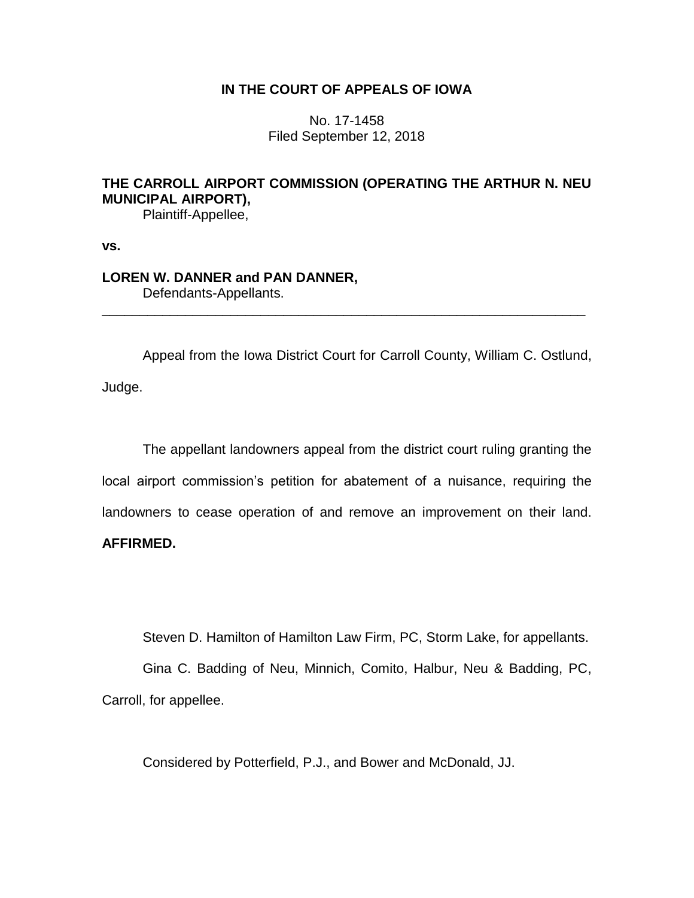**IN THE COURT OF APPEALS OF IOWA**

No. 17-1458
Filed September 12, 2018

**THE CARROLL AIRPORT COMMISSION (OPERATING THE ARTHUR N. NEU MUNICIPAL AIRPORT),**
Plaintiff-Appellee,

**vs.**

**LOREN W. DANNER and PAN DANNER,**
Defendants-Appellants.

---

Appeal from the Iowa District Court for Carroll County, William C. Ostlund, Judge.

The appellant landowners appeal from the district court ruling granting the local airport commission's petition for abatement of a nuisance, requiring the landowners to cease operation of and remove an improvement on their land. **AFFIRMED.**

Steven D. Hamilton of Hamilton Law Firm, PC, Storm Lake, for appellants.

Gina C. Badding of Neu, Minnich, Comito, Halbur, Neu & Badding, PC, Carroll, for appellee.

Considered by Potterfield, P.J., and Bower and McDonald, JJ.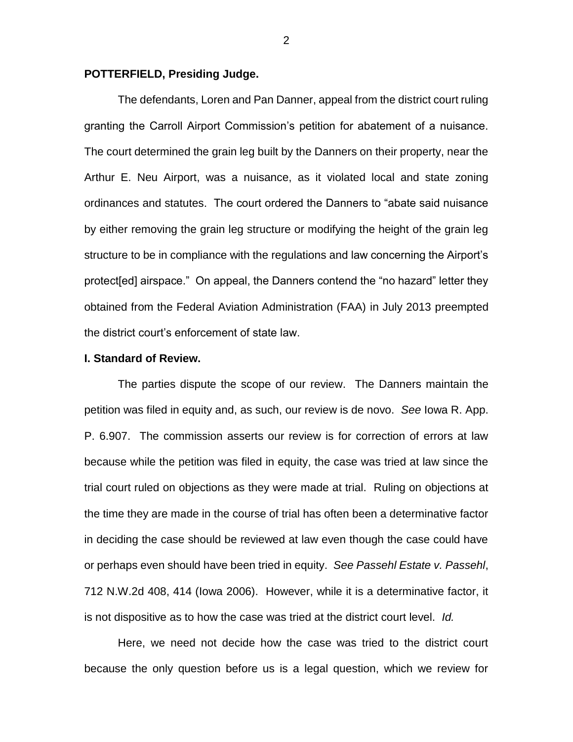**POTTERFIELD, Presiding Judge.**

The defendants, Loren and Pan Danner, appeal from the district court ruling granting the Carroll Airport Commission's petition for abatement of a nuisance. The court determined the grain leg built by the Danners on their property, near the Arthur E. Neu Airport, was a nuisance, as it violated local and state zoning ordinances and statutes. The court ordered the Danners to "abate said nuisance by either removing the grain leg structure or modifying the height of the grain leg structure to be in compliance with the regulations and law concerning the Airport's protect[ed] airspace." On appeal, the Danners contend the "no hazard" letter they obtained from the Federal Aviation Administration (FAA) in July 2013 preempted the district court's enforcement of state law.

**I. Standard of Review.**

The parties dispute the scope of our review. The Danners maintain the petition was filed in equity and, as such, our review is de novo. *See* Iowa R. App. P. 6.907. The commission asserts our review is for correction of errors at law because while the petition was filed in equity, the case was tried at law since the trial court ruled on objections as they were made at trial. Ruling on objections at the time they are made in the course of trial has often been a determinative factor in deciding the case should be reviewed at law even though the case could have or perhaps even should have been tried in equity. *See Passehl Estate v. Passehl*, 712 N.W.2d 408, 414 (Iowa 2006). However, while it is a determinative factor, it is not dispositive as to how the case was tried at the district court level. *Id.*

Here, we need not decide how the case was tried to the district court because the only question before us is a legal question, which we review for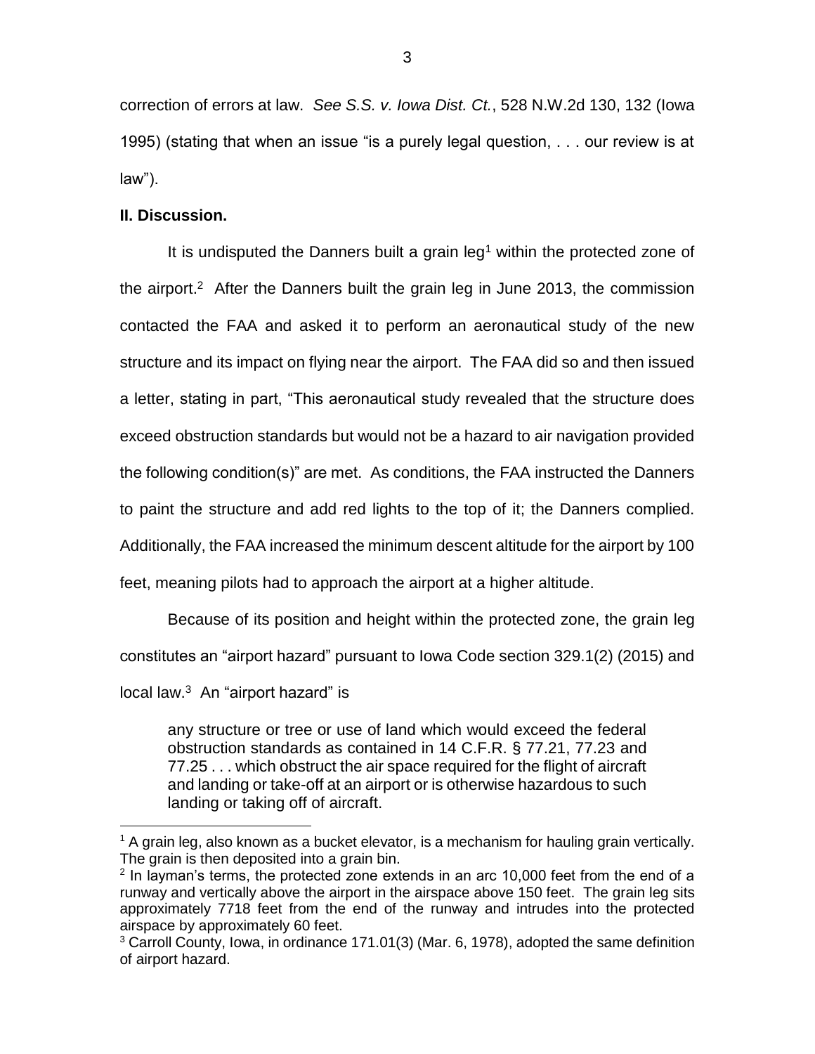correction of errors at law. *See S.S. v. Iowa Dist. Ct.*, 528 N.W.2d 130, 132 (Iowa 1995) (stating that when an issue "is a purely legal question, . . . our review is at law").

**II. Discussion.**

It is undisputed the Danners built a grain leg[1] within the protected zone of the airport.[2] After the Danners built the grain leg in June 2013, the commission contacted the FAA and asked it to perform an aeronautical study of the new structure and its impact on flying near the airport. The FAA did so and then issued a letter, stating in part, "This aeronautical study revealed that the structure does exceed obstruction standards but would not be a hazard to air navigation provided the following condition(s)" are met. As conditions, the FAA instructed the Danners to paint the structure and add red lights to the top of it; the Danners complied. Additionally, the FAA increased the minimum descent altitude for the airport by 100 feet, meaning pilots had to approach the airport at a higher altitude.

Because of its position and height within the protected zone, the grain leg constitutes an "airport hazard" pursuant to Iowa Code section 329.1(2) (2015) and local law.[3] An "airport hazard" is

> any structure or tree or use of land which would exceed the federal obstruction standards as contained in 14 C.F.R. § 77.21, 77.23 and 77.25 . . . which obstruct the air space required for the flight of aircraft and landing or take-off at an airport or is otherwise hazardous to such landing or taking off of aircraft.

---

[1] A grain leg, also known as a bucket elevator, is a mechanism for hauling grain vertically. The grain is then deposited into a grain bin.

[2] In layman's terms, the protected zone extends in an arc 10,000 feet from the end of a runway and vertically above the airport in the airspace above 150 feet. The grain leg sits approximately 7718 feet from the end of the runway and intrudes into the protected airspace by approximately 60 feet.

[3] Carroll County, Iowa, in ordinance 171.01(3) (Mar. 6, 1978), adopted the same definition of airport hazard.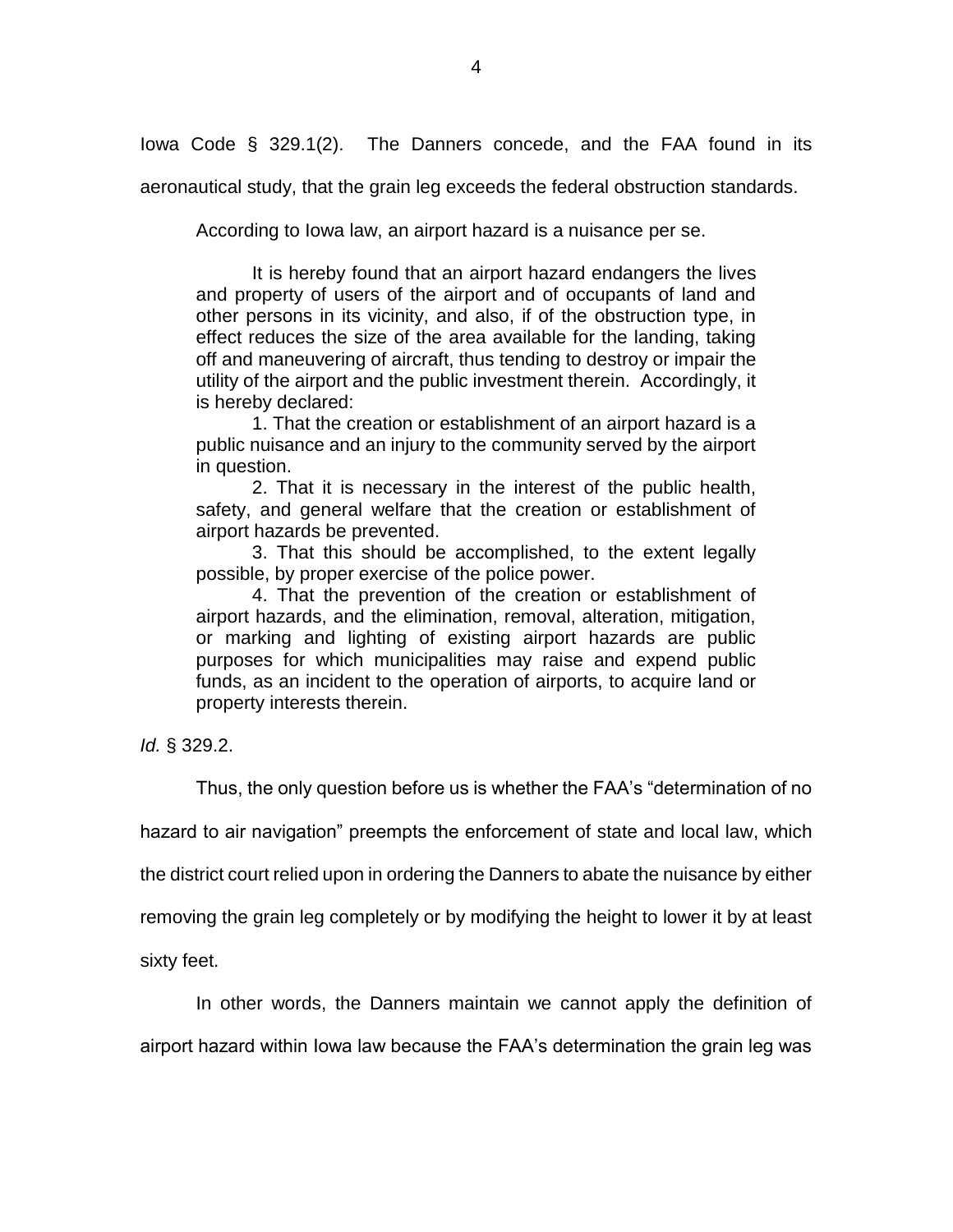Iowa Code § 329.1(2). The Danners concede, and the FAA found in its aeronautical study, that the grain leg exceeds the federal obstruction standards.

According to Iowa law, an airport hazard is a nuisance per se.

> It is hereby found that an airport hazard endangers the lives and property of users of the airport and of occupants of land and other persons in its vicinity, and also, if of the obstruction type, in effect reduces the size of the area available for the landing, taking off and maneuvering of aircraft, thus tending to destroy or impair the utility of the airport and the public investment therein. Accordingly, it is hereby declared:
>
> 1. That the creation or establishment of an airport hazard is a public nuisance and an injury to the community served by the airport in question.
>
> 2. That it is necessary in the interest of the public health, safety, and general welfare that the creation or establishment of airport hazards be prevented.
>
> 3. That this should be accomplished, to the extent legally possible, by proper exercise of the police power.
>
> 4. That the prevention of the creation or establishment of airport hazards, and the elimination, removal, alteration, mitigation, or marking and lighting of existing airport hazards are public purposes for which municipalities may raise and expend public funds, as an incident to the operation of airports, to acquire land or property interests therein.

*Id.* § 329.2.

Thus, the only question before us is whether the FAA's "determination of no hazard to air navigation" preempts the enforcement of state and local law, which the district court relied upon in ordering the Danners to abate the nuisance by either removing the grain leg completely or by modifying the height to lower it by at least sixty feet.

In other words, the Danners maintain we cannot apply the definition of airport hazard within Iowa law because the FAA's determination the grain leg was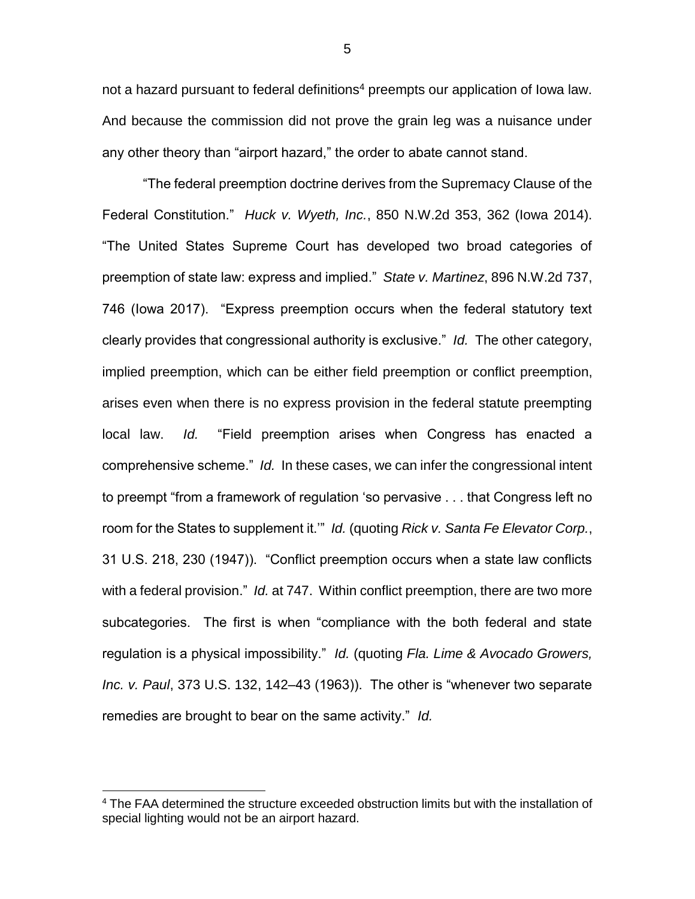not a hazard pursuant to federal definitions[4] preempts our application of Iowa law. And because the commission did not prove the grain leg was a nuisance under any other theory than "airport hazard," the order to abate cannot stand.

"The federal preemption doctrine derives from the Supremacy Clause of the Federal Constitution." *Huck v. Wyeth, Inc.*, 850 N.W.2d 353, 362 (Iowa 2014). "The United States Supreme Court has developed two broad categories of preemption of state law: express and implied." *State v. Martinez*, 896 N.W.2d 737, 746 (Iowa 2017). "Express preemption occurs when the federal statutory text clearly provides that congressional authority is exclusive." *Id.* The other category, implied preemption, which can be either field preemption or conflict preemption, arises even when there is no express provision in the federal statute preempting local law. *Id.* "Field preemption arises when Congress has enacted a comprehensive scheme." *Id.* In these cases, we can infer the congressional intent to preempt "from a framework of regulation 'so pervasive . . . that Congress left no room for the States to supplement it.'" *Id.* (quoting *Rick v. Santa Fe Elevator Corp.*, 31 U.S. 218, 230 (1947)). "Conflict preemption occurs when a state law conflicts with a federal provision." *Id.* at 747. Within conflict preemption, there are two more subcategories. The first is when "compliance with the both federal and state regulation is a physical impossibility." *Id.* (quoting *Fla. Lime & Avocado Growers, Inc. v. Paul*, 373 U.S. 132, 142–43 (1963)). The other is "whenever two separate remedies are brought to bear on the same activity." *Id.*

[4] The FAA determined the structure exceeded obstruction limits but with the installation of special lighting would not be an airport hazard.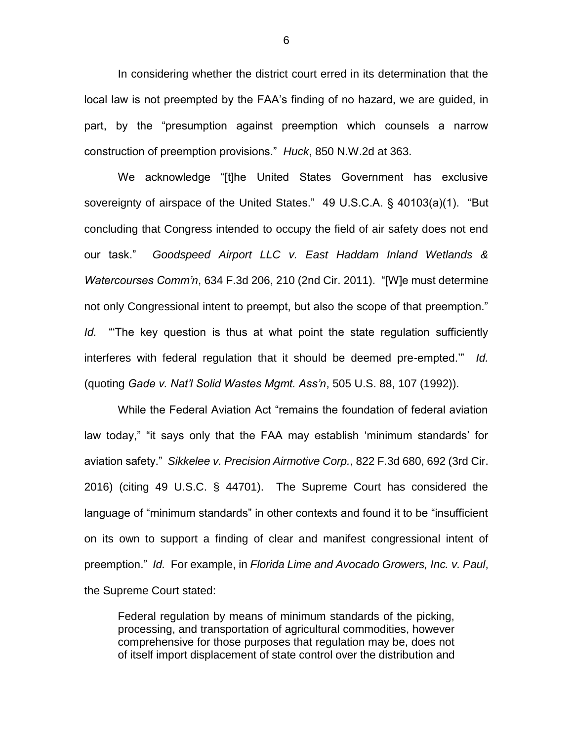In considering whether the district court erred in its determination that the local law is not preempted by the FAA's finding of no hazard, we are guided, in part, by the "presumption against preemption which counsels a narrow construction of preemption provisions." *Huck*, 850 N.W.2d at 363.

We acknowledge "[t]he United States Government has exclusive sovereignty of airspace of the United States." 49 U.S.C.A. § 40103(a)(1). "But concluding that Congress intended to occupy the field of air safety does not end our task." *Goodspeed Airport LLC v. East Haddam Inland Wetlands & Watercourses Comm'n*, 634 F.3d 206, 210 (2nd Cir. 2011). "[W]e must determine not only Congressional intent to preempt, but also the scope of that preemption." *Id.* "'The key question is thus at what point the state regulation sufficiently interferes with federal regulation that it should be deemed pre-empted.'" *Id.* (quoting *Gade v. Nat'l Solid Wastes Mgmt. Ass'n*, 505 U.S. 88, 107 (1992)).

While the Federal Aviation Act "remains the foundation of federal aviation law today," "it says only that the FAA may establish 'minimum standards' for aviation safety." *Sikkelee v. Precision Airmotive Corp.*, 822 F.3d 680, 692 (3rd Cir. 2016) (citing 49 U.S.C. § 44701). The Supreme Court has considered the language of "minimum standards" in other contexts and found it to be "insufficient on its own to support a finding of clear and manifest congressional intent of preemption." *Id.* For example, in *Florida Lime and Avocado Growers, Inc. v. Paul*, the Supreme Court stated:

> Federal regulation by means of minimum standards of the picking, processing, and transportation of agricultural commodities, however comprehensive for those purposes that regulation may be, does not of itself import displacement of state control over the distribution and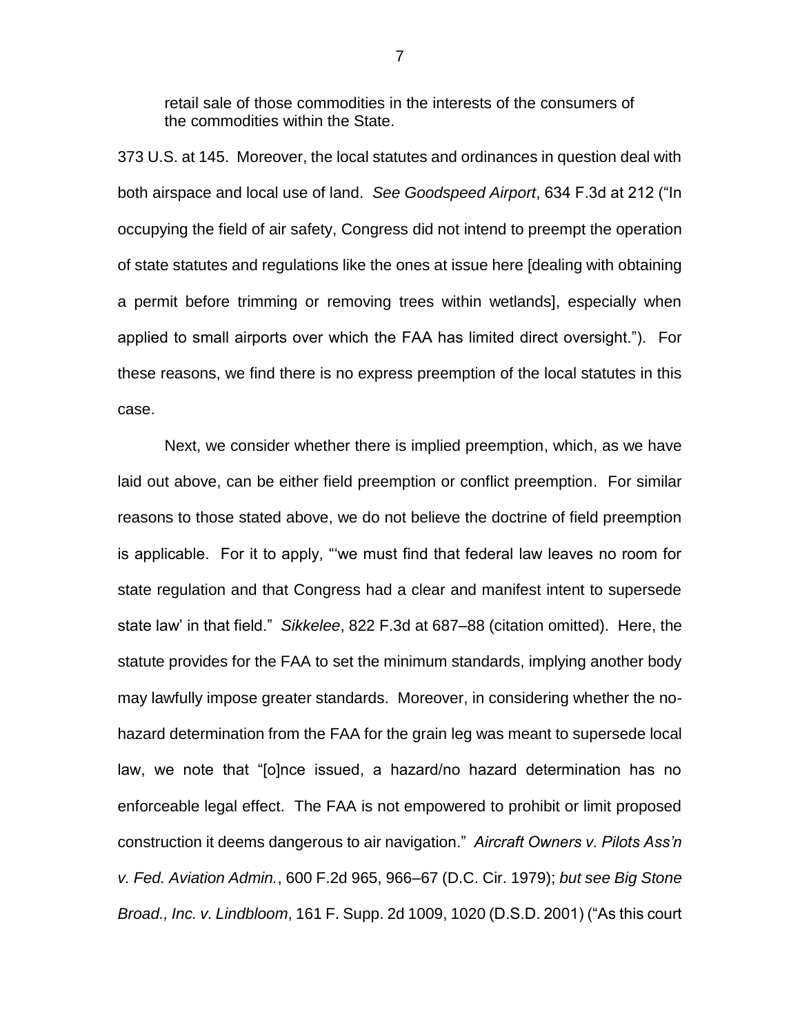> retail sale of those commodities in the interests of the consumers of the commodities within the State.

373 U.S. at 145. Moreover, the local statutes and ordinances in question deal with both airspace and local use of land. *See Goodspeed Airport*, 634 F.3d at 212 ("In occupying the field of air safety, Congress did not intend to preempt the operation of state statutes and regulations like the ones at issue here [dealing with obtaining a permit before trimming or removing trees within wetlands], especially when applied to small airports over which the FAA has limited direct oversight."). For these reasons, we find there is no express preemption of the local statutes in this case.

Next, we consider whether there is implied preemption, which, as we have laid out above, can be either field preemption or conflict preemption. For similar reasons to those stated above, we do not believe the doctrine of field preemption is applicable. For it to apply, "'we must find that federal law leaves no room for state regulation and that Congress had a clear and manifest intent to supersede state law' in that field." *Sikkelee*, 822 F.3d at 687–88 (citation omitted). Here, the statute provides for the FAA to set the minimum standards, implying another body may lawfully impose greater standards. Moreover, in considering whether the no-hazard determination from the FAA for the grain leg was meant to supersede local law, we note that "[o]nce issued, a hazard/no hazard determination has no enforceable legal effect. The FAA is not empowered to prohibit or limit proposed construction it deems dangerous to air navigation." *Aircraft Owners v. Pilots Ass'n v. Fed. Aviation Admin.*, 600 F.2d 965, 966–67 (D.C. Cir. 1979); *but see Big Stone Broad., Inc. v. Lindbloom*, 161 F. Supp. 2d 1009, 1020 (D.S.D. 2001) ("As this court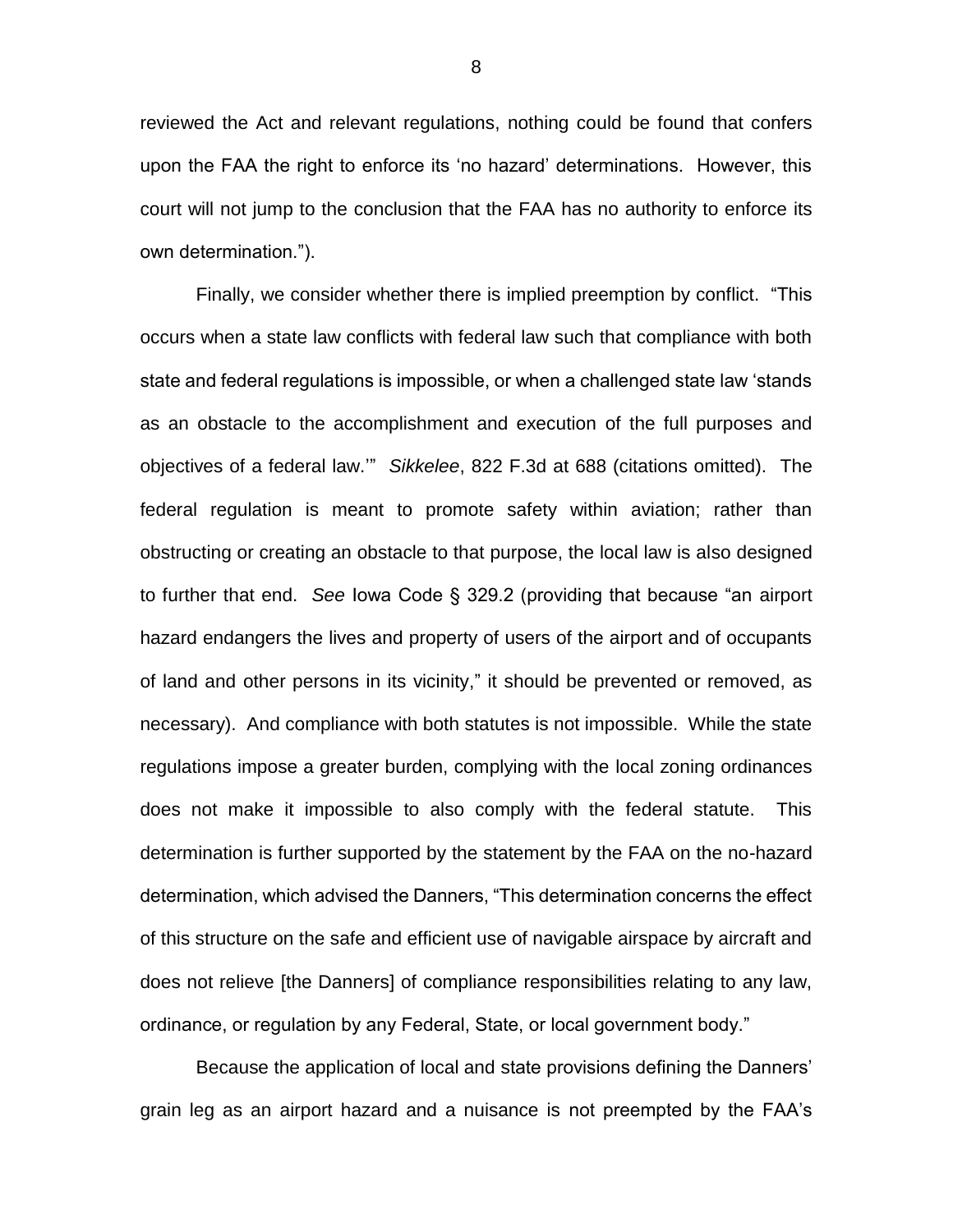reviewed the Act and relevant regulations, nothing could be found that confers upon the FAA the right to enforce its 'no hazard' determinations. However, this court will not jump to the conclusion that the FAA has no authority to enforce its own determination.").

Finally, we consider whether there is implied preemption by conflict. "This occurs when a state law conflicts with federal law such that compliance with both state and federal regulations is impossible, or when a challenged state law 'stands as an obstacle to the accomplishment and execution of the full purposes and objectives of a federal law.'" *Sikkelee*, 822 F.3d at 688 (citations omitted). The federal regulation is meant to promote safety within aviation; rather than obstructing or creating an obstacle to that purpose, the local law is also designed to further that end. *See* Iowa Code § 329.2 (providing that because "an airport hazard endangers the lives and property of users of the airport and of occupants of land and other persons in its vicinity," it should be prevented or removed, as necessary). And compliance with both statutes is not impossible. While the state regulations impose a greater burden, complying with the local zoning ordinances does not make it impossible to also comply with the federal statute. This determination is further supported by the statement by the FAA on the no-hazard determination, which advised the Danners, "This determination concerns the effect of this structure on the safe and efficient use of navigable airspace by aircraft and does not relieve [the Danners] of compliance responsibilities relating to any law, ordinance, or regulation by any Federal, State, or local government body."

Because the application of local and state provisions defining the Danners' grain leg as an airport hazard and a nuisance is not preempted by the FAA's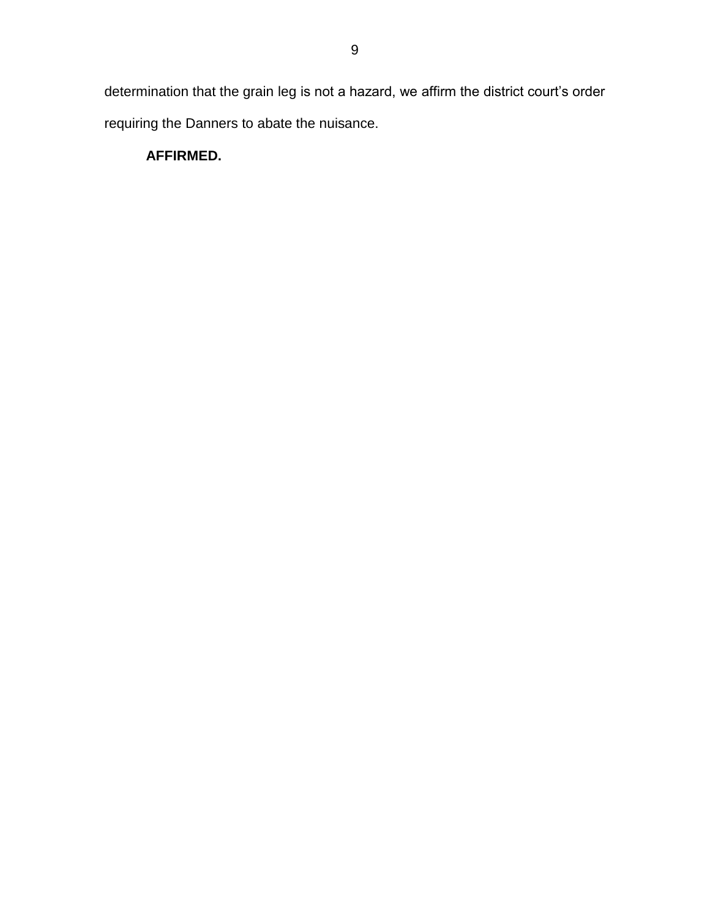determination that the grain leg is not a hazard, we affirm the district court's order requiring the Danners to abate the nuisance.

**AFFIRMED.**